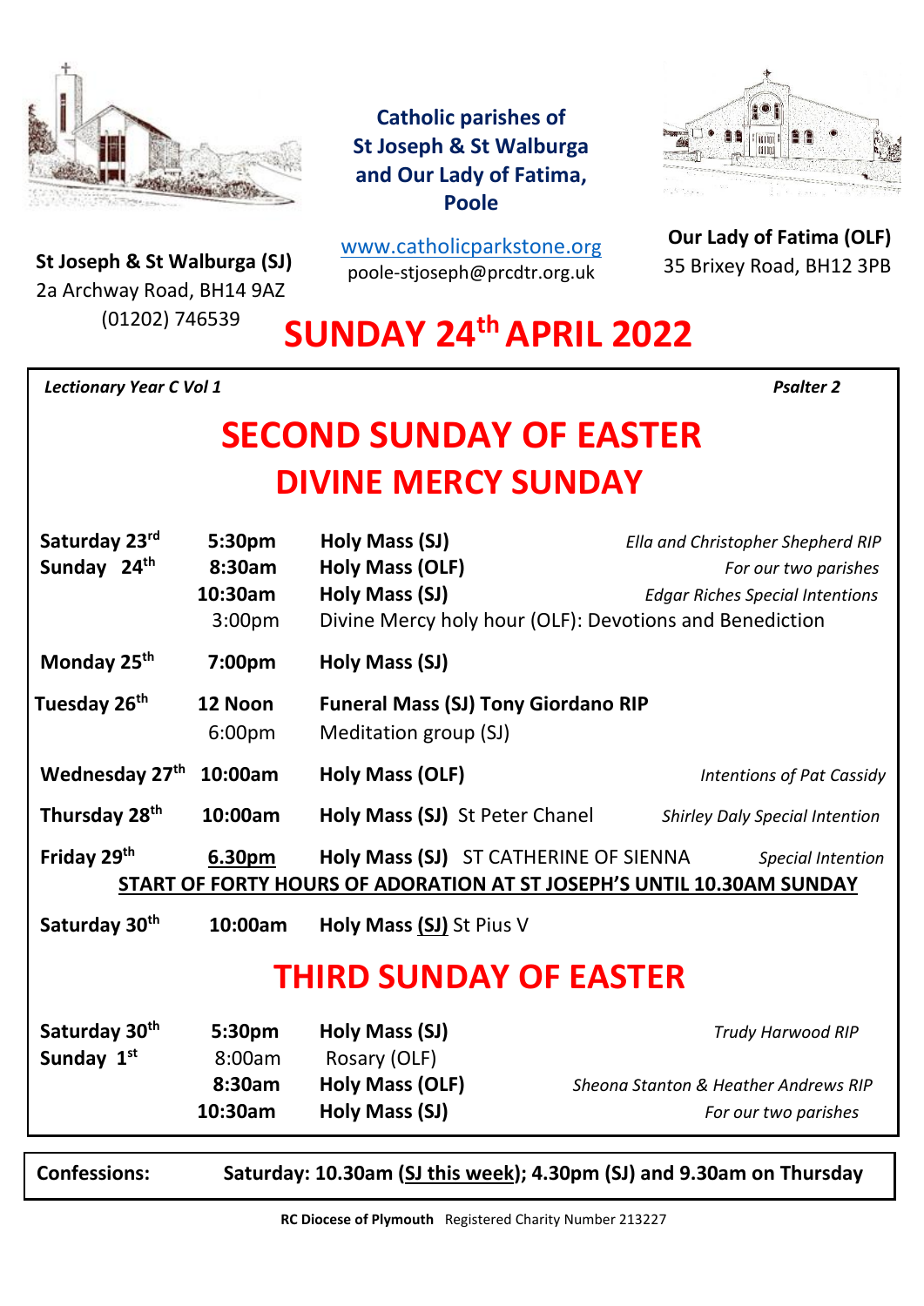**Catholic parishes of St Joseph & St Walburga and Our Lady of Fatima, Poole**

**St Joseph & St Walburga (SJ)**
2a Archway Road, BH14 9AZ
(01202) 746539

www.catholicparkstone.org
poole-stjoseph@prcdtr.org.uk

**Our Lady of Fatima (OLF)**
35 Brixey Road, BH12 3PB

# SUNDAY 24th APRIL 2022

*Lectionary Year C Vol 1* — *Psalter 2*

## SECOND SUNDAY OF EASTER
## DIVINE MERCY SUNDAY

| | | | |
|---|---|---|---|
| **Saturday 23rd** | **5:30pm** | **Holy Mass (SJ)** | *Ella and Christopher Shepherd RIP* |
| **Sunday 24th** | **8:30am** | **Holy Mass (OLF)** | *For our two parishes* |
| | **10:30am** | **Holy Mass (SJ)** | *Edgar Riches Special Intentions* |
| | 3:00pm | Divine Mercy holy hour (OLF): Devotions and Benediction | |
| **Monday 25th** | **7:00pm** | **Holy Mass (SJ)** | |
| **Tuesday 26th** | **12 Noon** | **Funeral Mass (SJ) Tony Giordano RIP** | |
| | 6:00pm | Meditation group (SJ) | |
| **Wednesday 27th** | **10:00am** | **Holy Mass (OLF)** | *Intentions of Pat Cassidy* |
| **Thursday 28th** | **10:00am** | **Holy Mass (SJ)** St Peter Chanel | *Shirley Daly Special Intention* |
| **Friday 29th** | **6.30pm** | **Holy Mass (SJ)** ST CATHERINE OF SIENNA | *Special Intention* |

**START OF FORTY HOURS OF ADORATION AT ST JOSEPH'S UNTIL 10.30AM SUNDAY**

| | | | |
|---|---|---|---|
| **Saturday 30th** | **10:00am** | **Holy Mass (SJ)** St Pius V | |

## THIRD SUNDAY OF EASTER

| | | | |
|---|---|---|---|
| **Saturday 30th** | **5:30pm** | **Holy Mass (SJ)** | *Trudy Harwood RIP* |
| **Sunday 1st** | 8:00am | Rosary (OLF) | |
| | **8:30am** | **Holy Mass (OLF)** | *Sheona Stanton & Heather Andrews RIP* |
| | **10:30am** | **Holy Mass (SJ)** | *For our two parishes* |

**Confessions:** **Saturday: 10.30am (SJ this week); 4.30pm (SJ) and 9.30am on Thursday**

**RC Diocese of Plymouth** Registered Charity Number 213227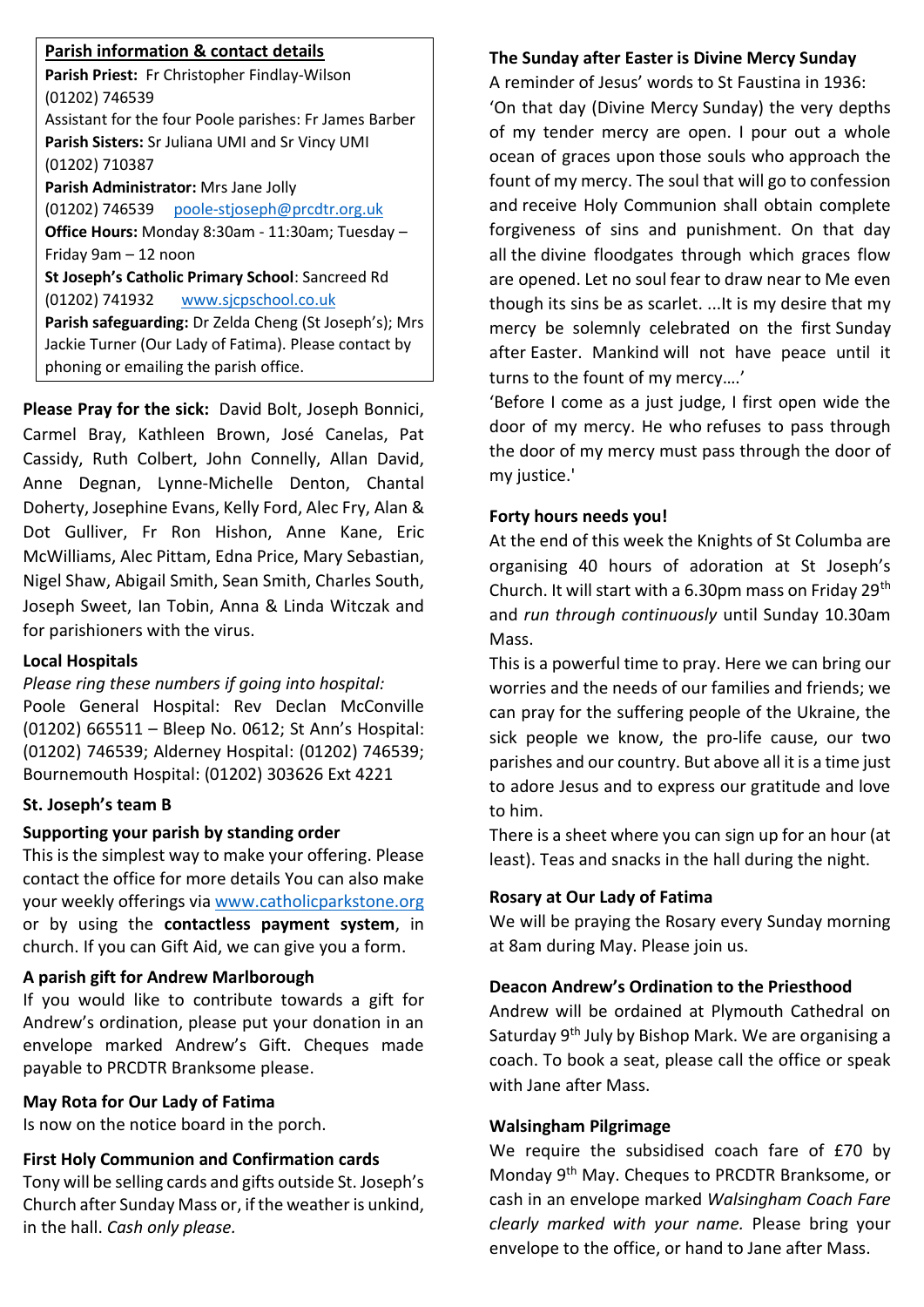## Parish information & contact details

**Parish Priest:** Fr Christopher Findlay-Wilson (01202) 746539

Assistant for the four Poole parishes: Fr James Barber

**Parish Sisters:** Sr Juliana UMI and Sr Vincy UMI (01202) 710387

**Parish Administrator:** Mrs Jane Jolly (01202) 746539 poole-stjoseph@prcdtr.org.uk

**Office Hours:** Monday 8:30am - 11:30am; Tuesday – Friday 9am – 12 noon

**St Joseph's Catholic Primary School**: Sancreed Rd (01202) 741932 www.sjcpschool.co.uk

**Parish safeguarding:** Dr Zelda Cheng (St Joseph's); Mrs Jackie Turner (Our Lady of Fatima). Please contact by phoning or emailing the parish office.

**Please Pray for the sick:** David Bolt, Joseph Bonnici, Carmel Bray, Kathleen Brown, José Canelas, Pat Cassidy, Ruth Colbert, John Connelly, Allan David, Anne Degnan, Lynne-Michelle Denton, Chantal Doherty, Josephine Evans, Kelly Ford, Alec Fry, Alan & Dot Gulliver, Fr Ron Hishon, Anne Kane, Eric McWilliams, Alec Pittam, Edna Price, Mary Sebastian, Nigel Shaw, Abigail Smith, Sean Smith, Charles South, Joseph Sweet, Ian Tobin, Anna & Linda Witczak and for parishioners with the virus.

**Local Hospitals**

*Please ring these numbers if going into hospital:*
Poole General Hospital: Rev Declan McConville (01202) 665511 – Bleep No. 0612; St Ann's Hospital: (01202) 746539; Alderney Hospital: (01202) 746539; Bournemouth Hospital: (01202) 303626 Ext 4221

**St. Joseph's team B**

**Supporting your parish by standing order**

This is the simplest way to make your offering. Please contact the office for more details You can also make your weekly offerings via www.catholicparkstone.org or by using the **contactless payment system**, in church. If you can Gift Aid, we can give you a form.

**A parish gift for Andrew Marlborough**

If you would like to contribute towards a gift for Andrew's ordination, please put your donation in an envelope marked Andrew's Gift. Cheques made payable to PRCDTR Branksome please.

**May Rota for Our Lady of Fatima**

Is now on the notice board in the porch.

**First Holy Communion and Confirmation cards**

Tony will be selling cards and gifts outside St. Joseph's Church after Sunday Mass or, if the weather is unkind, in the hall. *Cash only please.*

**The Sunday after Easter is Divine Mercy Sunday**

A reminder of Jesus' words to St Faustina in 1936:
'On that day (Divine Mercy Sunday) the very depths of my tender mercy are open. I pour out a whole ocean of graces upon those souls who approach the fount of my mercy. The soul that will go to confession and receive Holy Communion shall obtain complete forgiveness of sins and punishment. On that day all the divine floodgates through which graces flow are opened. Let no soul fear to draw near to Me even though its sins be as scarlet. ...It is my desire that my mercy be solemnly celebrated on the first Sunday after Easter. Mankind will not have peace until it turns to the fount of my mercy….'
'Before I come as a just judge, I first open wide the door of my mercy. He who refuses to pass through the door of my mercy must pass through the door of my justice.'

**Forty hours needs you!**

At the end of this week the Knights of St Columba are organising 40 hours of adoration at St Joseph's Church. It will start with a 6.30pm mass on Friday 29th and *run through continuously* until Sunday 10.30am Mass.

This is a powerful time to pray. Here we can bring our worries and the needs of our families and friends; we can pray for the suffering people of the Ukraine, the sick people we know, the pro-life cause, our two parishes and our country. But above all it is a time just to adore Jesus and to express our gratitude and love to him.

There is a sheet where you can sign up for an hour (at least). Teas and snacks in the hall during the night.

**Rosary at Our Lady of Fatima**

We will be praying the Rosary every Sunday morning at 8am during May. Please join us.

**Deacon Andrew's Ordination to the Priesthood**

Andrew will be ordained at Plymouth Cathedral on Saturday 9th July by Bishop Mark. We are organising a coach. To book a seat, please call the office or speak with Jane after Mass.

**Walsingham Pilgrimage**

We require the subsidised coach fare of £70 by Monday 9th May. Cheques to PRCDTR Branksome, or cash in an envelope marked *Walsingham Coach Fare clearly marked with your name.* Please bring your envelope to the office, or hand to Jane after Mass.